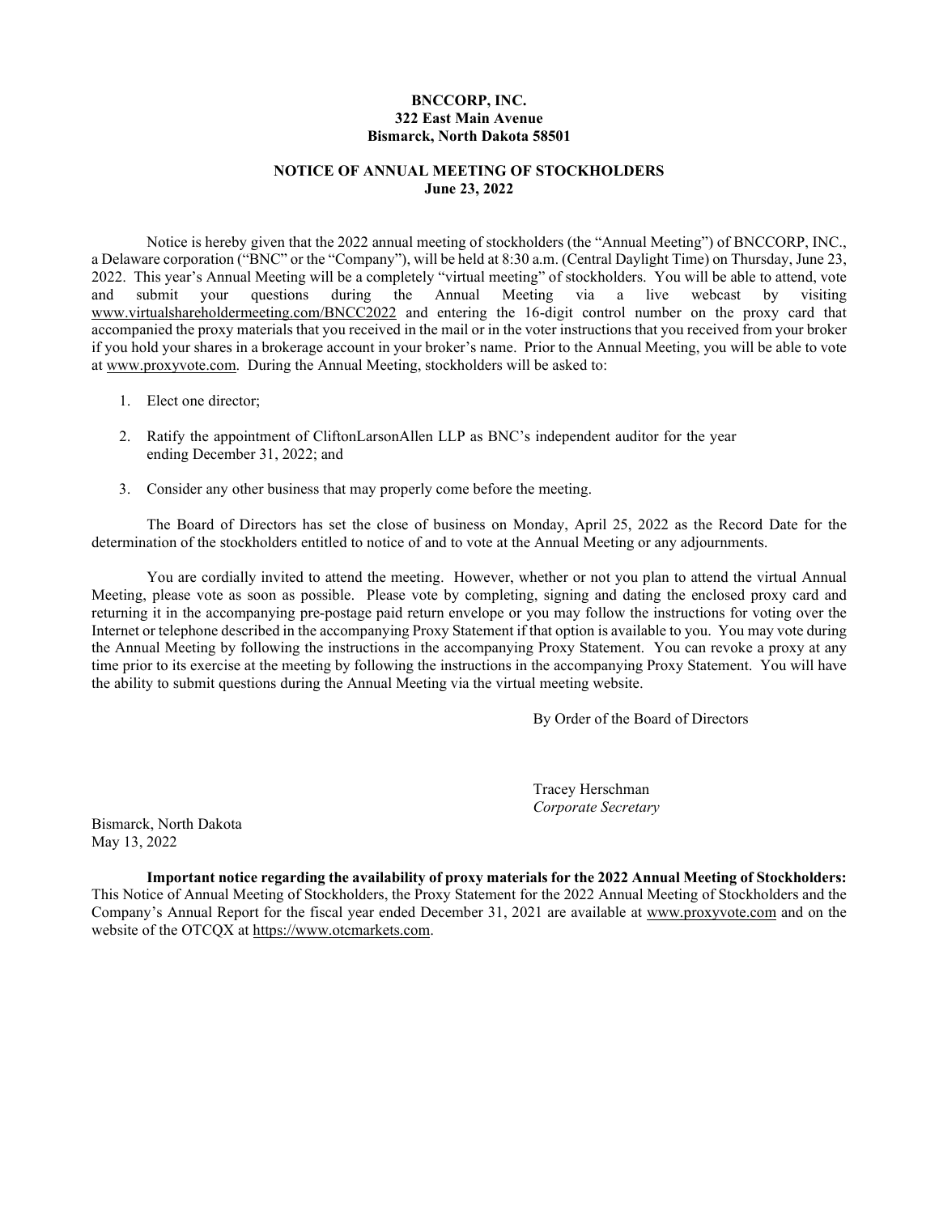**BNCCORP, INC.**
**322 East Main Avenue**
**Bismarck, North Dakota 58501**

**NOTICE OF ANNUAL MEETING OF STOCKHOLDERS**
**June 23, 2022**

Notice is hereby given that the 2022 annual meeting of stockholders (the "Annual Meeting") of BNCCORP, INC., a Delaware corporation ("BNC" or the "Company"), will be held at 8:30 a.m. (Central Daylight Time) on Thursday, June 23, 2022. This year's Annual Meeting will be a completely "virtual meeting" of stockholders. You will be able to attend, vote and submit your questions during the Annual Meeting via a live webcast by visiting www.virtualshareholdermeeting.com/BNCC2022 and entering the 16-digit control number on the proxy card that accompanied the proxy materials that you received in the mail or in the voter instructions that you received from your broker if you hold your shares in a brokerage account in your broker's name. Prior to the Annual Meeting, you will be able to vote at www.proxyvote.com. During the Annual Meeting, stockholders will be asked to:

1. Elect one director;
2. Ratify the appointment of CliftonLarsonAllen LLP as BNC's independent auditor for the year ending December 31, 2022; and
3. Consider any other business that may properly come before the meeting.

The Board of Directors has set the close of business on Monday, April 25, 2022 as the Record Date for the determination of the stockholders entitled to notice of and to vote at the Annual Meeting or any adjournments.

You are cordially invited to attend the meeting. However, whether or not you plan to attend the virtual Annual Meeting, please vote as soon as possible. Please vote by completing, signing and dating the enclosed proxy card and returning it in the accompanying pre-postage paid return envelope or you may follow the instructions for voting over the Internet or telephone described in the accompanying Proxy Statement if that option is available to you. You may vote during the Annual Meeting by following the instructions in the accompanying Proxy Statement. You can revoke a proxy at any time prior to its exercise at the meeting by following the instructions in the accompanying Proxy Statement. You will have the ability to submit questions during the Annual Meeting via the virtual meeting website.

By Order of the Board of Directors

Tracey Herschman
*Corporate Secretary*

Bismarck, North Dakota
May 13, 2022

**Important notice regarding the availability of proxy materials for the 2022 Annual Meeting of Stockholders:** This Notice of Annual Meeting of Stockholders, the Proxy Statement for the 2022 Annual Meeting of Stockholders and the Company's Annual Report for the fiscal year ended December 31, 2021 are available at www.proxyvote.com and on the website of the OTCQX at https://www.otcmarkets.com.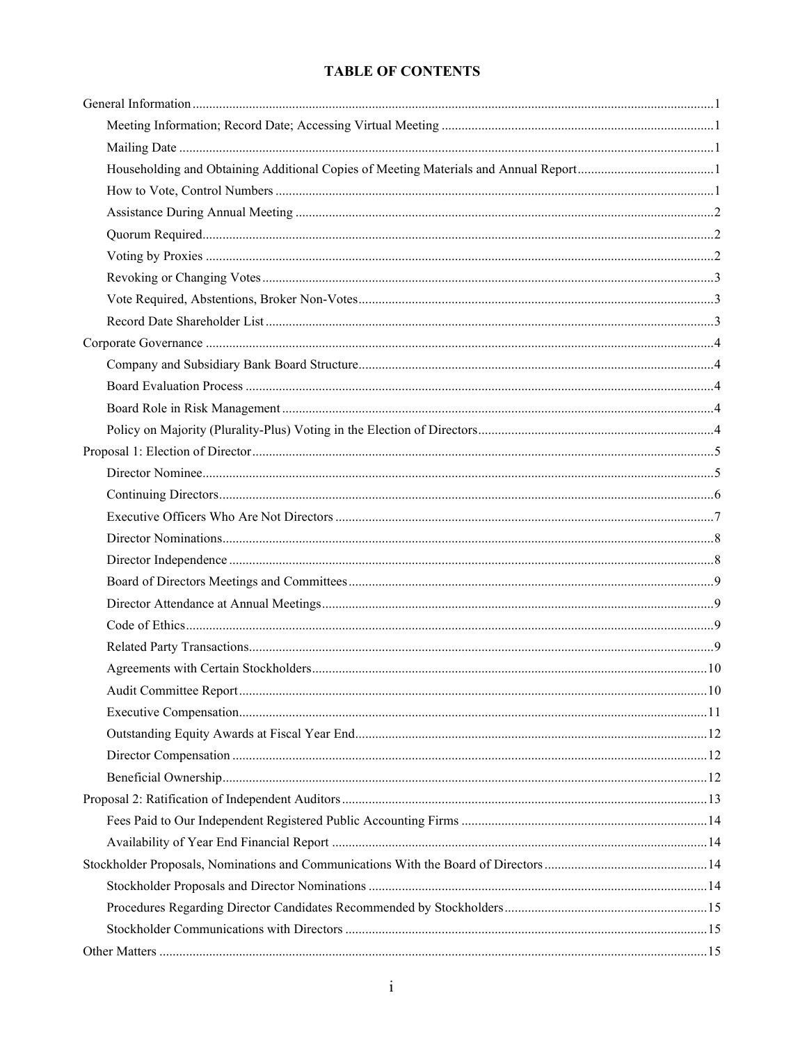# TABLE OF CONTENTS

| | |
|---|---|
| General Information | 1 |
| Meeting Information; Record Date; Accessing Virtual Meeting | 1 |
| Mailing Date | 1 |
| Householding and Obtaining Additional Copies of Meeting Materials and Annual Report | 1 |
| How to Vote, Control Numbers | 1 |
| Assistance During Annual Meeting | 2 |
| Quorum Required | 2 |
| Voting by Proxies | 2 |
| Revoking or Changing Votes | 3 |
| Vote Required, Abstentions, Broker Non-Votes | 3 |
| Record Date Shareholder List | 3 |
| Corporate Governance | 4 |
| Company and Subsidiary Bank Board Structure | 4 |
| Board Evaluation Process | 4 |
| Board Role in Risk Management | 4 |
| Policy on Majority (Plurality-Plus) Voting in the Election of Directors | 4 |
| Proposal 1: Election of Director | 5 |
| Director Nominee | 5 |
| Continuing Directors | 6 |
| Executive Officers Who Are Not Directors | 7 |
| Director Nominations | 8 |
| Director Independence | 8 |
| Board of Directors Meetings and Committees | 9 |
| Director Attendance at Annual Meetings | 9 |
| Code of Ethics | 9 |
| Related Party Transactions | 9 |
| Agreements with Certain Stockholders | 10 |
| Audit Committee Report | 10 |
| Executive Compensation | 11 |
| Outstanding Equity Awards at Fiscal Year End | 12 |
| Director Compensation | 12 |
| Beneficial Ownership | 12 |
| Proposal 2: Ratification of Independent Auditors | 13 |
| Fees Paid to Our Independent Registered Public Accounting Firms | 14 |
| Availability of Year End Financial Report | 14 |
| Stockholder Proposals, Nominations and Communications With the Board of Directors | 14 |
| Stockholder Proposals and Director Nominations | 14 |
| Procedures Regarding Director Candidates Recommended by Stockholders | 15 |
| Stockholder Communications with Directors | 15 |
| Other Matters | 15 |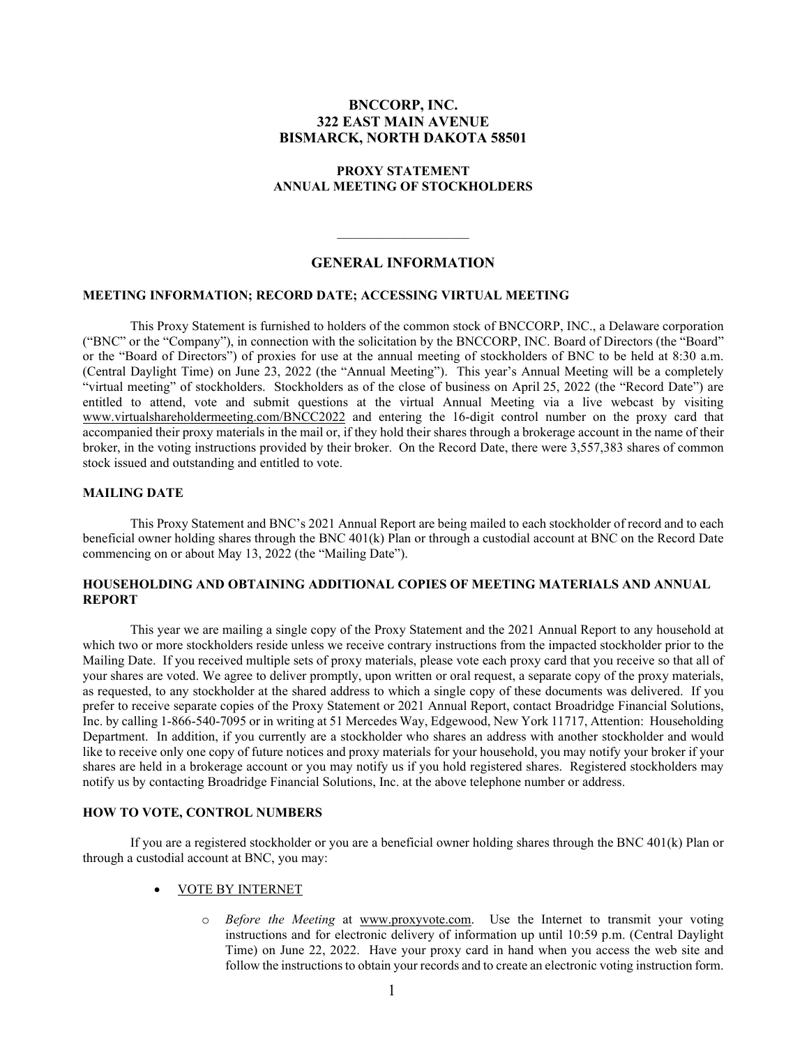# BNCCORP, INC.
# 322 EAST MAIN AVENUE
# BISMARCK, NORTH DAKOTA 58501

## PROXY STATEMENT
## ANNUAL MEETING OF STOCKHOLDERS

---

## GENERAL INFORMATION

### MEETING INFORMATION; RECORD DATE; ACCESSING VIRTUAL MEETING

This Proxy Statement is furnished to holders of the common stock of BNCCORP, INC., a Delaware corporation ("BNC" or the "Company"), in connection with the solicitation by the BNCCORP, INC. Board of Directors (the "Board" or the "Board of Directors") of proxies for use at the annual meeting of stockholders of BNC to be held at 8:30 a.m. (Central Daylight Time) on June 23, 2022 (the "Annual Meeting"). This year's Annual Meeting will be a completely "virtual meeting" of stockholders. Stockholders as of the close of business on April 25, 2022 (the "Record Date") are entitled to attend, vote and submit questions at the virtual Annual Meeting via a live webcast by visiting www.virtualshareholdermeeting.com/BNCC2022 and entering the 16-digit control number on the proxy card that accompanied their proxy materials in the mail or, if they hold their shares through a brokerage account in the name of their broker, in the voting instructions provided by their broker. On the Record Date, there were 3,557,383 shares of common stock issued and outstanding and entitled to vote.

### MAILING DATE

This Proxy Statement and BNC's 2021 Annual Report are being mailed to each stockholder of record and to each beneficial owner holding shares through the BNC 401(k) Plan or through a custodial account at BNC on the Record Date commencing on or about May 13, 2022 (the "Mailing Date").

### HOUSEHOLDING AND OBTAINING ADDITIONAL COPIES OF MEETING MATERIALS AND ANNUAL REPORT

This year we are mailing a single copy of the Proxy Statement and the 2021 Annual Report to any household at which two or more stockholders reside unless we receive contrary instructions from the impacted stockholder prior to the Mailing Date. If you received multiple sets of proxy materials, please vote each proxy card that you receive so that all of your shares are voted. We agree to deliver promptly, upon written or oral request, a separate copy of the proxy materials, as requested, to any stockholder at the shared address to which a single copy of these documents was delivered. If you prefer to receive separate copies of the Proxy Statement or 2021 Annual Report, contact Broadridge Financial Solutions, Inc. by calling 1-866-540-7095 or in writing at 51 Mercedes Way, Edgewood, New York 11717, Attention: Householding Department. In addition, if you currently are a stockholder who shares an address with another stockholder and would like to receive only one copy of future notices and proxy materials for your household, you may notify your broker if your shares are held in a brokerage account or you may notify us if you hold registered shares. Registered stockholders may notify us by contacting Broadridge Financial Solutions, Inc. at the above telephone number or address.

### HOW TO VOTE, CONTROL NUMBERS

If you are a registered stockholder or you are a beneficial owner holding shares through the BNC 401(k) Plan or through a custodial account at BNC, you may:

- VOTE BY INTERNET
  - *Before the Meeting* at www.proxyvote.com. Use the Internet to transmit your voting instructions and for electronic delivery of information up until 10:59 p.m. (Central Daylight Time) on June 22, 2022. Have your proxy card in hand when you access the web site and follow the instructions to obtain your records and to create an electronic voting instruction form.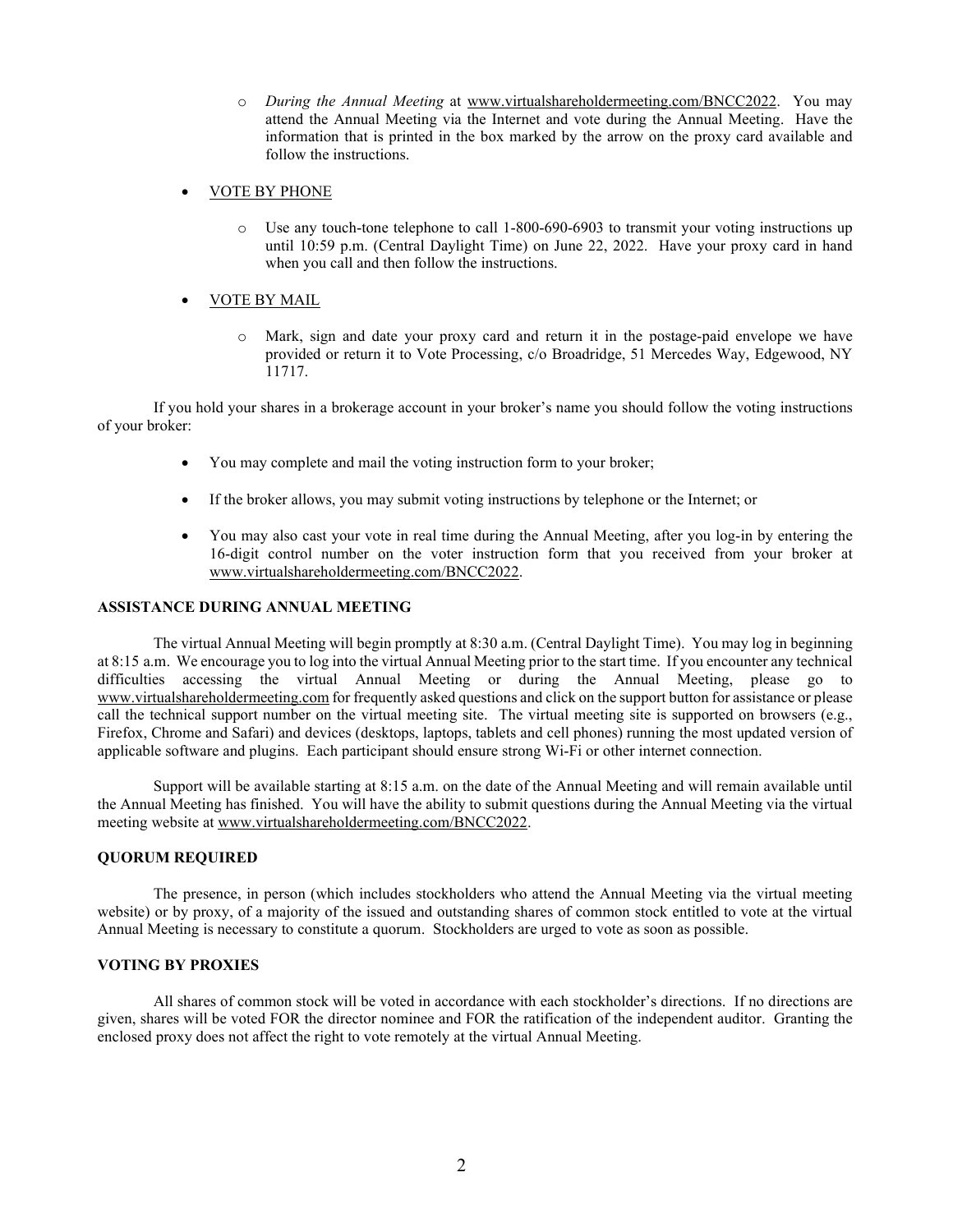- *During the Annual Meeting* at www.virtualshareholdermeeting.com/BNCC2022. You may attend the Annual Meeting via the Internet and vote during the Annual Meeting. Have the information that is printed in the box marked by the arrow on the proxy card available and follow the instructions.

- VOTE BY PHONE

  - Use any touch-tone telephone to call 1-800-690-6903 to transmit your voting instructions up until 10:59 p.m. (Central Daylight Time) on June 22, 2022. Have your proxy card in hand when you call and then follow the instructions.

- VOTE BY MAIL

  - Mark, sign and date your proxy card and return it in the postage-paid envelope we have provided or return it to Vote Processing, c/o Broadridge, 51 Mercedes Way, Edgewood, NY 11717.

If you hold your shares in a brokerage account in your broker's name you should follow the voting instructions of your broker:

- You may complete and mail the voting instruction form to your broker;
- If the broker allows, you may submit voting instructions by telephone or the Internet; or
- You may also cast your vote in real time during the Annual Meeting, after you log-in by entering the 16-digit control number on the voter instruction form that you received from your broker at www.virtualshareholdermeeting.com/BNCC2022.

**ASSISTANCE DURING ANNUAL MEETING**

The virtual Annual Meeting will begin promptly at 8:30 a.m. (Central Daylight Time). You may log in beginning at 8:15 a.m. We encourage you to log into the virtual Annual Meeting prior to the start time. If you encounter any technical difficulties accessing the virtual Annual Meeting or during the Annual Meeting, please go to www.virtualshareholdermeeting.com for frequently asked questions and click on the support button for assistance or please call the technical support number on the virtual meeting site. The virtual meeting site is supported on browsers (e.g., Firefox, Chrome and Safari) and devices (desktops, laptops, tablets and cell phones) running the most updated version of applicable software and plugins. Each participant should ensure strong Wi-Fi or other internet connection.

Support will be available starting at 8:15 a.m. on the date of the Annual Meeting and will remain available until the Annual Meeting has finished. You will have the ability to submit questions during the Annual Meeting via the virtual meeting website at www.virtualshareholdermeeting.com/BNCC2022.

**QUORUM REQUIRED**

The presence, in person (which includes stockholders who attend the Annual Meeting via the virtual meeting website) or by proxy, of a majority of the issued and outstanding shares of common stock entitled to vote at the virtual Annual Meeting is necessary to constitute a quorum. Stockholders are urged to vote as soon as possible.

**VOTING BY PROXIES**

All shares of common stock will be voted in accordance with each stockholder's directions. If no directions are given, shares will be voted FOR the director nominee and FOR the ratification of the independent auditor. Granting the enclosed proxy does not affect the right to vote remotely at the virtual Annual Meeting.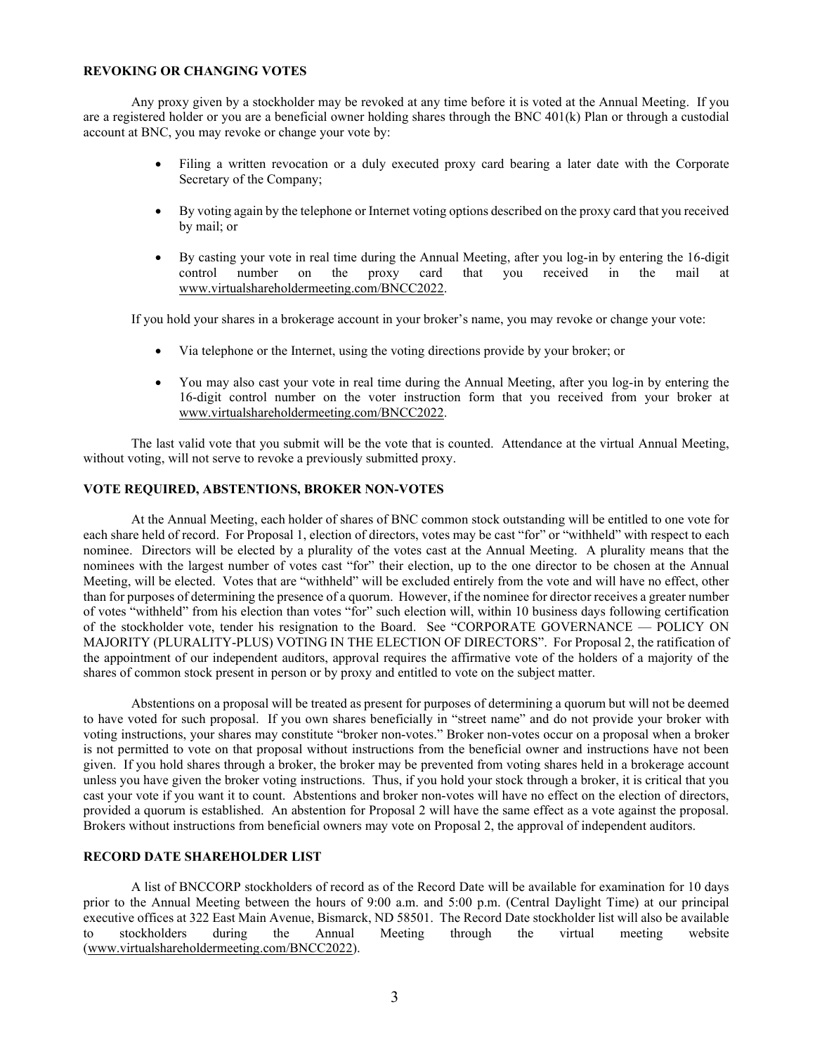### REVOKING OR CHANGING VOTES

Any proxy given by a stockholder may be revoked at any time before it is voted at the Annual Meeting. If you are a registered holder or you are a beneficial owner holding shares through the BNC 401(k) Plan or through a custodial account at BNC, you may revoke or change your vote by:

- Filing a written revocation or a duly executed proxy card bearing a later date with the Corporate Secretary of the Company;
- By voting again by the telephone or Internet voting options described on the proxy card that you received by mail; or
- By casting your vote in real time during the Annual Meeting, after you log-in by entering the 16-digit control number on the proxy card that you received in the mail at www.virtualshareholdermeeting.com/BNCC2022.

If you hold your shares in a brokerage account in your broker's name, you may revoke or change your vote:

- Via telephone or the Internet, using the voting directions provide by your broker; or
- You may also cast your vote in real time during the Annual Meeting, after you log-in by entering the 16-digit control number on the voter instruction form that you received from your broker at www.virtualshareholdermeeting.com/BNCC2022.

The last valid vote that you submit will be the vote that is counted. Attendance at the virtual Annual Meeting, without voting, will not serve to revoke a previously submitted proxy.

### VOTE REQUIRED, ABSTENTIONS, BROKER NON-VOTES

At the Annual Meeting, each holder of shares of BNC common stock outstanding will be entitled to one vote for each share held of record. For Proposal 1, election of directors, votes may be cast "for" or "withheld" with respect to each nominee. Directors will be elected by a plurality of the votes cast at the Annual Meeting. A plurality means that the nominees with the largest number of votes cast "for" their election, up to the one director to be chosen at the Annual Meeting, will be elected. Votes that are "withheld" will be excluded entirely from the vote and will have no effect, other than for purposes of determining the presence of a quorum. However, if the nominee for director receives a greater number of votes "withheld" from his election than votes "for" such election will, within 10 business days following certification of the stockholder vote, tender his resignation to the Board. See "CORPORATE GOVERNANCE — POLICY ON MAJORITY (PLURALITY-PLUS) VOTING IN THE ELECTION OF DIRECTORS". For Proposal 2, the ratification of the appointment of our independent auditors, approval requires the affirmative vote of the holders of a majority of the shares of common stock present in person or by proxy and entitled to vote on the subject matter.

Abstentions on a proposal will be treated as present for purposes of determining a quorum but will not be deemed to have voted for such proposal. If you own shares beneficially in "street name" and do not provide your broker with voting instructions, your shares may constitute "broker non-votes." Broker non-votes occur on a proposal when a broker is not permitted to vote on that proposal without instructions from the beneficial owner and instructions have not been given. If you hold shares through a broker, the broker may be prevented from voting shares held in a brokerage account unless you have given the broker voting instructions. Thus, if you hold your stock through a broker, it is critical that you cast your vote if you want it to count. Abstentions and broker non-votes will have no effect on the election of directors, provided a quorum is established. An abstention for Proposal 2 will have the same effect as a vote against the proposal. Brokers without instructions from beneficial owners may vote on Proposal 2, the approval of independent auditors.

### RECORD DATE SHAREHOLDER LIST

A list of BNCCORP stockholders of record as of the Record Date will be available for examination for 10 days prior to the Annual Meeting between the hours of 9:00 a.m. and 5:00 p.m. (Central Daylight Time) at our principal executive offices at 322 East Main Avenue, Bismarck, ND 58501. The Record Date stockholder list will also be available to stockholders during the Annual Meeting through the virtual meeting website (www.virtualshareholdermeeting.com/BNCC2022).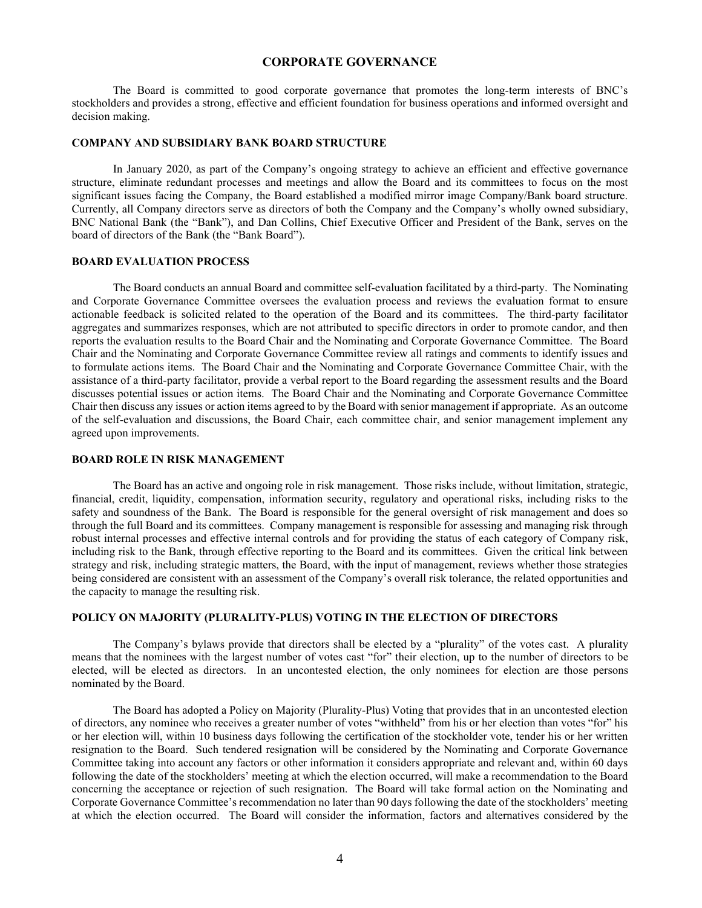# CORPORATE GOVERNANCE

The Board is committed to good corporate governance that promotes the long-term interests of BNC's stockholders and provides a strong, effective and efficient foundation for business operations and informed oversight and decision making.

## COMPANY AND SUBSIDIARY BANK BOARD STRUCTURE

In January 2020, as part of the Company's ongoing strategy to achieve an efficient and effective governance structure, eliminate redundant processes and meetings and allow the Board and its committees to focus on the most significant issues facing the Company, the Board established a modified mirror image Company/Bank board structure. Currently, all Company directors serve as directors of both the Company and the Company's wholly owned subsidiary, BNC National Bank (the "Bank"), and Dan Collins, Chief Executive Officer and President of the Bank, serves on the board of directors of the Bank (the "Bank Board").

## BOARD EVALUATION PROCESS

The Board conducts an annual Board and committee self-evaluation facilitated by a third-party. The Nominating and Corporate Governance Committee oversees the evaluation process and reviews the evaluation format to ensure actionable feedback is solicited related to the operation of the Board and its committees. The third-party facilitator aggregates and summarizes responses, which are not attributed to specific directors in order to promote candor, and then reports the evaluation results to the Board Chair and the Nominating and Corporate Governance Committee. The Board Chair and the Nominating and Corporate Governance Committee review all ratings and comments to identify issues and to formulate actions items. The Board Chair and the Nominating and Corporate Governance Committee Chair, with the assistance of a third-party facilitator, provide a verbal report to the Board regarding the assessment results and the Board discusses potential issues or action items. The Board Chair and the Nominating and Corporate Governance Committee Chair then discuss any issues or action items agreed to by the Board with senior management if appropriate. As an outcome of the self-evaluation and discussions, the Board Chair, each committee chair, and senior management implement any agreed upon improvements.

## BOARD ROLE IN RISK MANAGEMENT

The Board has an active and ongoing role in risk management. Those risks include, without limitation, strategic, financial, credit, liquidity, compensation, information security, regulatory and operational risks, including risks to the safety and soundness of the Bank. The Board is responsible for the general oversight of risk management and does so through the full Board and its committees. Company management is responsible for assessing and managing risk through robust internal processes and effective internal controls and for providing the status of each category of Company risk, including risk to the Bank, through effective reporting to the Board and its committees. Given the critical link between strategy and risk, including strategic matters, the Board, with the input of management, reviews whether those strategies being considered are consistent with an assessment of the Company's overall risk tolerance, the related opportunities and the capacity to manage the resulting risk.

## POLICY ON MAJORITY (PLURALITY-PLUS) VOTING IN THE ELECTION OF DIRECTORS

The Company's bylaws provide that directors shall be elected by a "plurality" of the votes cast. A plurality means that the nominees with the largest number of votes cast "for" their election, up to the number of directors to be elected, will be elected as directors. In an uncontested election, the only nominees for election are those persons nominated by the Board.

The Board has adopted a Policy on Majority (Plurality-Plus) Voting that provides that in an uncontested election of directors, any nominee who receives a greater number of votes "withheld" from his or her election than votes "for" his or her election will, within 10 business days following the certification of the stockholder vote, tender his or her written resignation to the Board. Such tendered resignation will be considered by the Nominating and Corporate Governance Committee taking into account any factors or other information it considers appropriate and relevant and, within 60 days following the date of the stockholders' meeting at which the election occurred, will make a recommendation to the Board concerning the acceptance or rejection of such resignation. The Board will take formal action on the Nominating and Corporate Governance Committee's recommendation no later than 90 days following the date of the stockholders' meeting at which the election occurred. The Board will consider the information, factors and alternatives considered by the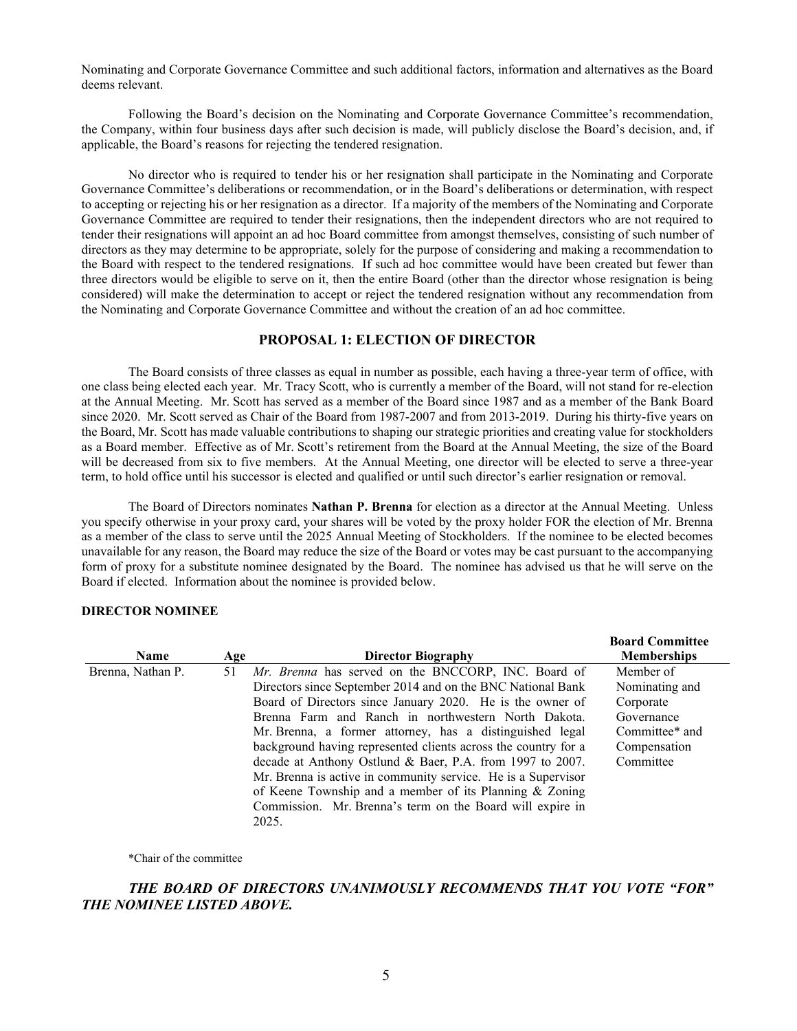Nominating and Corporate Governance Committee and such additional factors, information and alternatives as the Board deems relevant.

Following the Board's decision on the Nominating and Corporate Governance Committee's recommendation, the Company, within four business days after such decision is made, will publicly disclose the Board's decision, and, if applicable, the Board's reasons for rejecting the tendered resignation.

No director who is required to tender his or her resignation shall participate in the Nominating and Corporate Governance Committee's deliberations or recommendation, or in the Board's deliberations or determination, with respect to accepting or rejecting his or her resignation as a director. If a majority of the members of the Nominating and Corporate Governance Committee are required to tender their resignations, then the independent directors who are not required to tender their resignations will appoint an ad hoc Board committee from amongst themselves, consisting of such number of directors as they may determine to be appropriate, solely for the purpose of considering and making a recommendation to the Board with respect to the tendered resignations. If such ad hoc committee would have been created but fewer than three directors would be eligible to serve on it, then the entire Board (other than the director whose resignation is being considered) will make the determination to accept or reject the tendered resignation without any recommendation from the Nominating and Corporate Governance Committee and without the creation of an ad hoc committee.

## PROPOSAL 1: ELECTION OF DIRECTOR

The Board consists of three classes as equal in number as possible, each having a three-year term of office, with one class being elected each year. Mr. Tracy Scott, who is currently a member of the Board, will not stand for re-election at the Annual Meeting. Mr. Scott has served as a member of the Board since 1987 and as a member of the Bank Board since 2020. Mr. Scott served as Chair of the Board from 1987-2007 and from 2013-2019. During his thirty-five years on the Board, Mr. Scott has made valuable contributions to shaping our strategic priorities and creating value for stockholders as a Board member. Effective as of Mr. Scott's retirement from the Board at the Annual Meeting, the size of the Board will be decreased from six to five members. At the Annual Meeting, one director will be elected to serve a three-year term, to hold office until his successor is elected and qualified or until such director's earlier resignation or removal.

The Board of Directors nominates **Nathan P. Brenna** for election as a director at the Annual Meeting. Unless you specify otherwise in your proxy card, your shares will be voted by the proxy holder FOR the election of Mr. Brenna as a member of the class to serve until the 2025 Annual Meeting of Stockholders. If the nominee to be elected becomes unavailable for any reason, the Board may reduce the size of the Board or votes may be cast pursuant to the accompanying form of proxy for a substitute nominee designated by the Board. The nominee has advised us that he will serve on the Board if elected. Information about the nominee is provided below.

**DIRECTOR NOMINEE**

| Name | Age | Director Biography | Board Committee Memberships |
|---|---|---|---|
| Brenna, Nathan P. | 51 | *Mr. Brenna* has served on the BNCCORP, INC. Board of Directors since September 2014 and on the BNC National Bank Board of Directors since January 2020. He is the owner of Brenna Farm and Ranch in northwestern North Dakota. Mr. Brenna, a former attorney, has a distinguished legal background having represented clients across the country for a decade at Anthony Ostlund & Baer, P.A. from 1997 to 2007. Mr. Brenna is active in community service. He is a Supervisor of Keene Township and a member of its Planning & Zoning Commission. Mr. Brenna's term on the Board will expire in 2025. | Member of Nominating and Corporate Governance Committee* and Compensation Committee |

*Chair of the committee

***THE BOARD OF DIRECTORS UNANIMOUSLY RECOMMENDS THAT YOU VOTE "FOR" THE NOMINEE LISTED ABOVE.***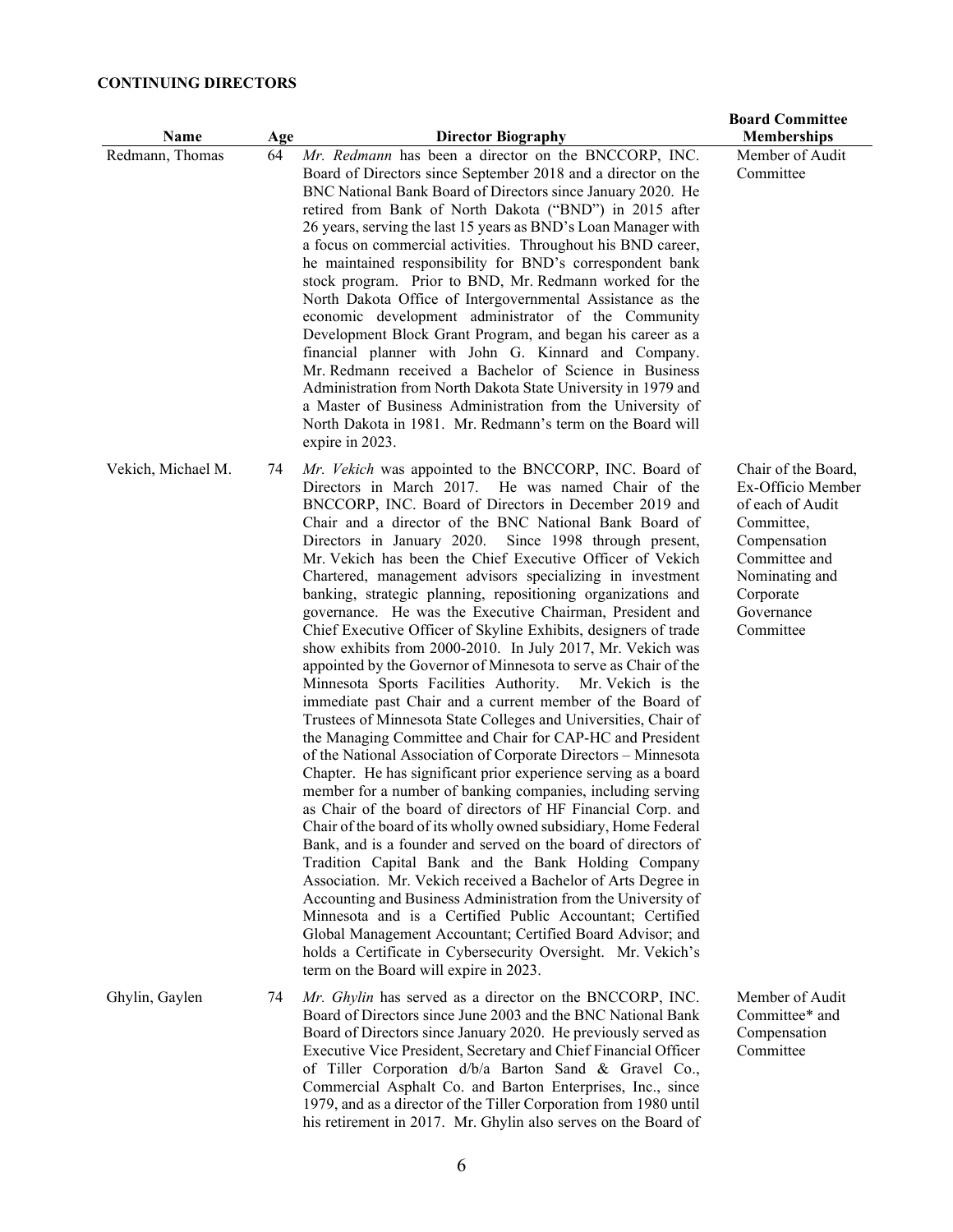**CONTINUING DIRECTORS**

| Name | Age | Director Biography | Board Committee Memberships |
|---|---|---|---|
| Redmann, Thomas | 64 | *Mr. Redmann* has been a director on the BNCCORP, INC. Board of Directors since September 2018 and a director on the BNC National Bank Board of Directors since January 2020. He retired from Bank of North Dakota ("BND") in 2015 after 26 years, serving the last 15 years as BND's Loan Manager with a focus on commercial activities. Throughout his BND career, he maintained responsibility for BND's correspondent bank stock program. Prior to BND, Mr. Redmann worked for the North Dakota Office of Intergovernmental Assistance as the economic development administrator of the Community Development Block Grant Program, and began his career as a financial planner with John G. Kinnard and Company. Mr. Redmann received a Bachelor of Science in Business Administration from North Dakota State University in 1979 and a Master of Business Administration from the University of North Dakota in 1981. Mr. Redmann's term on the Board will expire in 2023. | Member of Audit Committee |
| Vekich, Michael M. | 74 | *Mr. Vekich* was appointed to the BNCCORP, INC. Board of Directors in March 2017. He was named Chair of the BNCCORP, INC. Board of Directors in December 2019 and Chair and a director of the BNC National Bank Board of Directors in January 2020. Since 1998 through present, Mr. Vekich has been the Chief Executive Officer of Vekich Chartered, management advisors specializing in investment banking, strategic planning, repositioning organizations and governance. He was the Executive Chairman, President and Chief Executive Officer of Skyline Exhibits, designers of trade show exhibits from 2000-2010. In July 2017, Mr. Vekich was appointed by the Governor of Minnesota to serve as Chair of the Minnesota Sports Facilities Authority. Mr. Vekich is the immediate past Chair and a current member of the Board of Trustees of Minnesota State Colleges and Universities, Chair of the Managing Committee and Chair for CAP-HC and President of the National Association of Corporate Directors – Minnesota Chapter. He has significant prior experience serving as a board member for a number of banking companies, including serving as Chair of the board of directors of HF Financial Corp. and Chair of the board of its wholly owned subsidiary, Home Federal Bank, and is a founder and served on the board of directors of Tradition Capital Bank and the Bank Holding Company Association. Mr. Vekich received a Bachelor of Arts Degree in Accounting and Business Administration from the University of Minnesota and is a Certified Public Accountant; Certified Global Management Accountant; Certified Board Advisor; and holds a Certificate in Cybersecurity Oversight. Mr. Vekich's term on the Board will expire in 2023. | Chair of the Board, Ex-Officio Member of each of Audit Committee, Compensation Committee and Nominating and Corporate Governance Committee |
| Ghylin, Gaylen | 74 | *Mr. Ghylin* has served as a director on the BNCCORP, INC. Board of Directors since June 2003 and the BNC National Bank Board of Directors since January 2020. He previously served as Executive Vice President, Secretary and Chief Financial Officer of Tiller Corporation d/b/a Barton Sand & Gravel Co., Commercial Asphalt Co. and Barton Enterprises, Inc., since 1979, and as a director of the Tiller Corporation from 1980 until his retirement in 2017. Mr. Ghylin also serves on the Board of | Member of Audit Committee* and Compensation Committee |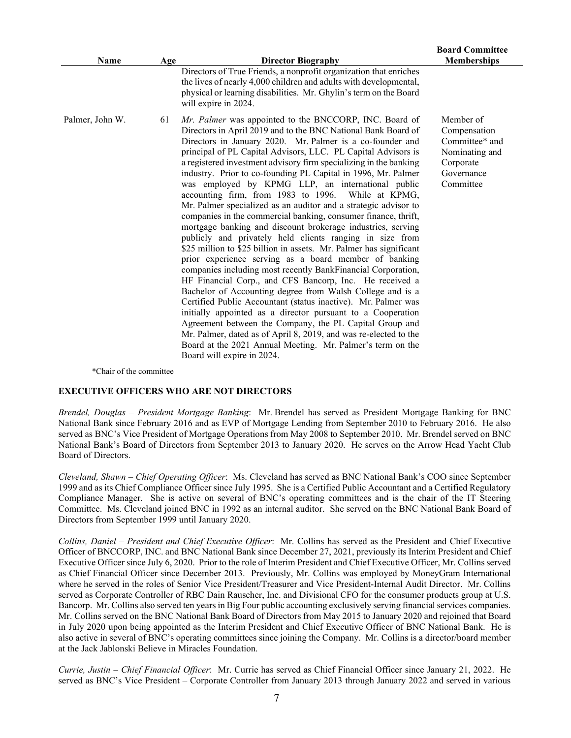| Name | Age | Director Biography | Board Committee Memberships |
|---|---|---|---|
| | | Directors of True Friends, a nonprofit organization that enriches the lives of nearly 4,000 children and adults with developmental, physical or learning disabilities. Mr. Ghylin's term on the Board will expire in 2024. | |
| Palmer, John W. | 61 | *Mr. Palmer* was appointed to the BNCCORP, INC. Board of Directors in April 2019 and to the BNC National Bank Board of Directors in January 2020. Mr. Palmer is a co-founder and principal of PL Capital Advisors, LLC. PL Capital Advisors is a registered investment advisory firm specializing in the banking industry. Prior to co-founding PL Capital in 1996, Mr. Palmer was employed by KPMG LLP, an international public accounting firm, from 1983 to 1996. While at KPMG, Mr. Palmer specialized as an auditor and a strategic advisor to companies in the commercial banking, consumer finance, thrift, mortgage banking and discount brokerage industries, serving publicly and privately held clients ranging in size from $25 million to $25 billion in assets. Mr. Palmer has significant prior experience serving as a board member of banking companies including most recently BankFinancial Corporation, HF Financial Corp., and CFS Bancorp, Inc. He received a Bachelor of Accounting degree from Walsh College and is a Certified Public Accountant (status inactive). Mr. Palmer was initially appointed as a director pursuant to a Cooperation Agreement between the Company, the PL Capital Group and Mr. Palmer, dated as of April 8, 2019, and was re-elected to the Board at the 2021 Annual Meeting. Mr. Palmer's term on the Board will expire in 2024. | Member of Compensation Committee* and Nominating and Corporate Governance Committee |

*Chair of the committee

## EXECUTIVE OFFICERS WHO ARE NOT DIRECTORS

*Brendel, Douglas – President Mortgage Banking*: Mr. Brendel has served as President Mortgage Banking for BNC National Bank since February 2016 and as EVP of Mortgage Lending from September 2010 to February 2016. He also served as BNC's Vice President of Mortgage Operations from May 2008 to September 2010. Mr. Brendel served on BNC National Bank's Board of Directors from September 2013 to January 2020. He serves on the Arrow Head Yacht Club Board of Directors.

*Cleveland, Shawn – Chief Operating Officer*: Ms. Cleveland has served as BNC National Bank's COO since September 1999 and as its Chief Compliance Officer since July 1995. She is a Certified Public Accountant and a Certified Regulatory Compliance Manager. She is active on several of BNC's operating committees and is the chair of the IT Steering Committee. Ms. Cleveland joined BNC in 1992 as an internal auditor. She served on the BNC National Bank Board of Directors from September 1999 until January 2020.

*Collins, Daniel – President and Chief Executive Officer*: Mr. Collins has served as the President and Chief Executive Officer of BNCCORP, INC. and BNC National Bank since December 27, 2021, previously its Interim President and Chief Executive Officer since July 6, 2020. Prior to the role of Interim President and Chief Executive Officer, Mr. Collins served as Chief Financial Officer since December 2013. Previously, Mr. Collins was employed by MoneyGram International where he served in the roles of Senior Vice President/Treasurer and Vice President-Internal Audit Director. Mr. Collins served as Corporate Controller of RBC Dain Rauscher, Inc. and Divisional CFO for the consumer products group at U.S. Bancorp. Mr. Collins also served ten years in Big Four public accounting exclusively serving financial services companies. Mr. Collins served on the BNC National Bank Board of Directors from May 2015 to January 2020 and rejoined that Board in July 2020 upon being appointed as the Interim President and Chief Executive Officer of BNC National Bank. He is also active in several of BNC's operating committees since joining the Company. Mr. Collins is a director/board member at the Jack Jablonski Believe in Miracles Foundation.

*Currie, Justin – Chief Financial Officer*: Mr. Currie has served as Chief Financial Officer since January 21, 2022. He served as BNC's Vice President – Corporate Controller from January 2013 through January 2022 and served in various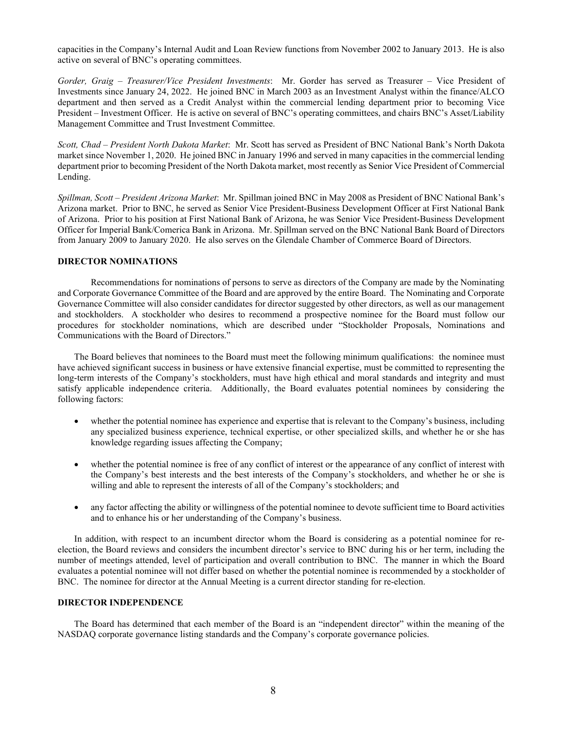capacities in the Company's Internal Audit and Loan Review functions from November 2002 to January 2013. He is also active on several of BNC's operating committees.

*Gorder, Graig – Treasurer/Vice President Investments*: Mr. Gorder has served as Treasurer – Vice President of Investments since January 24, 2022. He joined BNC in March 2003 as an Investment Analyst within the finance/ALCO department and then served as a Credit Analyst within the commercial lending department prior to becoming Vice President – Investment Officer. He is active on several of BNC's operating committees, and chairs BNC's Asset/Liability Management Committee and Trust Investment Committee.

*Scott, Chad – President North Dakota Market*: Mr. Scott has served as President of BNC National Bank's North Dakota market since November 1, 2020. He joined BNC in January 1996 and served in many capacities in the commercial lending department prior to becoming President of the North Dakota market, most recently as Senior Vice President of Commercial Lending.

*Spillman, Scott – President Arizona Market*: Mr. Spillman joined BNC in May 2008 as President of BNC National Bank's Arizona market. Prior to BNC, he served as Senior Vice President-Business Development Officer at First National Bank of Arizona. Prior to his position at First National Bank of Arizona, he was Senior Vice President-Business Development Officer for Imperial Bank/Comerica Bank in Arizona. Mr. Spillman served on the BNC National Bank Board of Directors from January 2009 to January 2020. He also serves on the Glendale Chamber of Commerce Board of Directors.

## DIRECTOR NOMINATIONS

Recommendations for nominations of persons to serve as directors of the Company are made by the Nominating and Corporate Governance Committee of the Board and are approved by the entire Board. The Nominating and Corporate Governance Committee will also consider candidates for director suggested by other directors, as well as our management and stockholders. A stockholder who desires to recommend a prospective nominee for the Board must follow our procedures for stockholder nominations, which are described under "Stockholder Proposals, Nominations and Communications with the Board of Directors."

The Board believes that nominees to the Board must meet the following minimum qualifications: the nominee must have achieved significant success in business or have extensive financial expertise, must be committed to representing the long-term interests of the Company's stockholders, must have high ethical and moral standards and integrity and must satisfy applicable independence criteria. Additionally, the Board evaluates potential nominees by considering the following factors:

- whether the potential nominee has experience and expertise that is relevant to the Company's business, including any specialized business experience, technical expertise, or other specialized skills, and whether he or she has knowledge regarding issues affecting the Company;
- whether the potential nominee is free of any conflict of interest or the appearance of any conflict of interest with the Company's best interests and the best interests of the Company's stockholders, and whether he or she is willing and able to represent the interests of all of the Company's stockholders; and
- any factor affecting the ability or willingness of the potential nominee to devote sufficient time to Board activities and to enhance his or her understanding of the Company's business.

In addition, with respect to an incumbent director whom the Board is considering as a potential nominee for re-election, the Board reviews and considers the incumbent director's service to BNC during his or her term, including the number of meetings attended, level of participation and overall contribution to BNC. The manner in which the Board evaluates a potential nominee will not differ based on whether the potential nominee is recommended by a stockholder of BNC. The nominee for director at the Annual Meeting is a current director standing for re-election.

## DIRECTOR INDEPENDENCE

The Board has determined that each member of the Board is an "independent director" within the meaning of the NASDAQ corporate governance listing standards and the Company's corporate governance policies.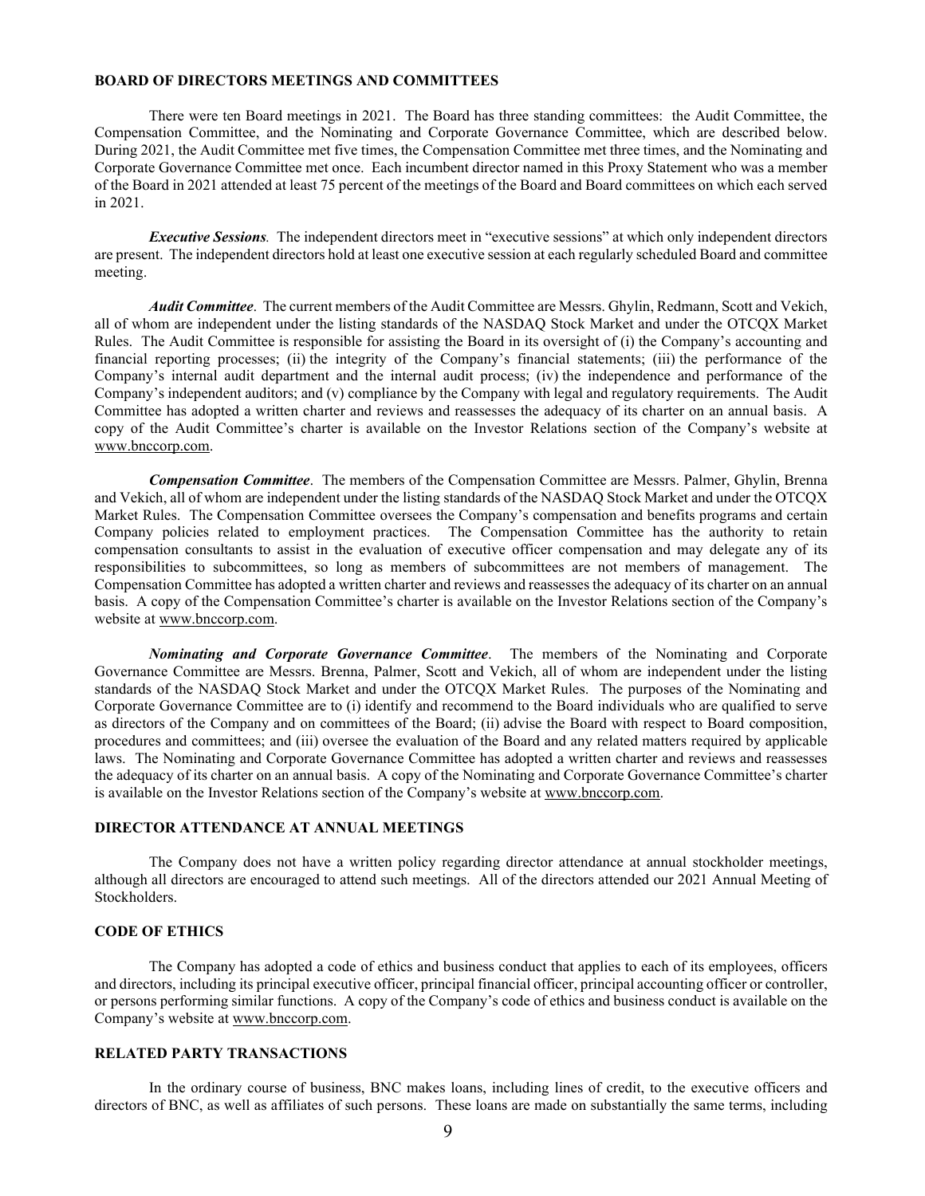## BOARD OF DIRECTORS MEETINGS AND COMMITTEES

There were ten Board meetings in 2021. The Board has three standing committees: the Audit Committee, the Compensation Committee, and the Nominating and Corporate Governance Committee, which are described below. During 2021, the Audit Committee met five times, the Compensation Committee met three times, and the Nominating and Corporate Governance Committee met once. Each incumbent director named in this Proxy Statement who was a member of the Board in 2021 attended at least 75 percent of the meetings of the Board and Board committees on which each served in 2021.

***Executive Sessions.*** The independent directors meet in "executive sessions" at which only independent directors are present. The independent directors hold at least one executive session at each regularly scheduled Board and committee meeting.

***Audit Committee***. The current members of the Audit Committee are Messrs. Ghylin, Redmann, Scott and Vekich, all of whom are independent under the listing standards of the NASDAQ Stock Market and under the OTCQX Market Rules. The Audit Committee is responsible for assisting the Board in its oversight of (i) the Company's accounting and financial reporting processes; (ii) the integrity of the Company's financial statements; (iii) the performance of the Company's internal audit department and the internal audit process; (iv) the independence and performance of the Company's independent auditors; and (v) compliance by the Company with legal and regulatory requirements. The Audit Committee has adopted a written charter and reviews and reassesses the adequacy of its charter on an annual basis. A copy of the Audit Committee's charter is available on the Investor Relations section of the Company's website at www.bnccorp.com.

***Compensation Committee***. The members of the Compensation Committee are Messrs. Palmer, Ghylin, Brenna and Vekich, all of whom are independent under the listing standards of the NASDAQ Stock Market and under the OTCQX Market Rules. The Compensation Committee oversees the Company's compensation and benefits programs and certain Company policies related to employment practices. The Compensation Committee has the authority to retain compensation consultants to assist in the evaluation of executive officer compensation and may delegate any of its responsibilities to subcommittees, so long as members of subcommittees are not members of management. The Compensation Committee has adopted a written charter and reviews and reassesses the adequacy of its charter on an annual basis. A copy of the Compensation Committee's charter is available on the Investor Relations section of the Company's website at www.bnccorp.com.

***Nominating and Corporate Governance Committee***. The members of the Nominating and Corporate Governance Committee are Messrs. Brenna, Palmer, Scott and Vekich, all of whom are independent under the listing standards of the NASDAQ Stock Market and under the OTCQX Market Rules. The purposes of the Nominating and Corporate Governance Committee are to (i) identify and recommend to the Board individuals who are qualified to serve as directors of the Company and on committees of the Board; (ii) advise the Board with respect to Board composition, procedures and committees; and (iii) oversee the evaluation of the Board and any related matters required by applicable laws. The Nominating and Corporate Governance Committee has adopted a written charter and reviews and reassesses the adequacy of its charter on an annual basis. A copy of the Nominating and Corporate Governance Committee's charter is available on the Investor Relations section of the Company's website at www.bnccorp.com.

## DIRECTOR ATTENDANCE AT ANNUAL MEETINGS

The Company does not have a written policy regarding director attendance at annual stockholder meetings, although all directors are encouraged to attend such meetings. All of the directors attended our 2021 Annual Meeting of Stockholders.

## CODE OF ETHICS

The Company has adopted a code of ethics and business conduct that applies to each of its employees, officers and directors, including its principal executive officer, principal financial officer, principal accounting officer or controller, or persons performing similar functions. A copy of the Company's code of ethics and business conduct is available on the Company's website at www.bnccorp.com.

## RELATED PARTY TRANSACTIONS

In the ordinary course of business, BNC makes loans, including lines of credit, to the executive officers and directors of BNC, as well as affiliates of such persons. These loans are made on substantially the same terms, including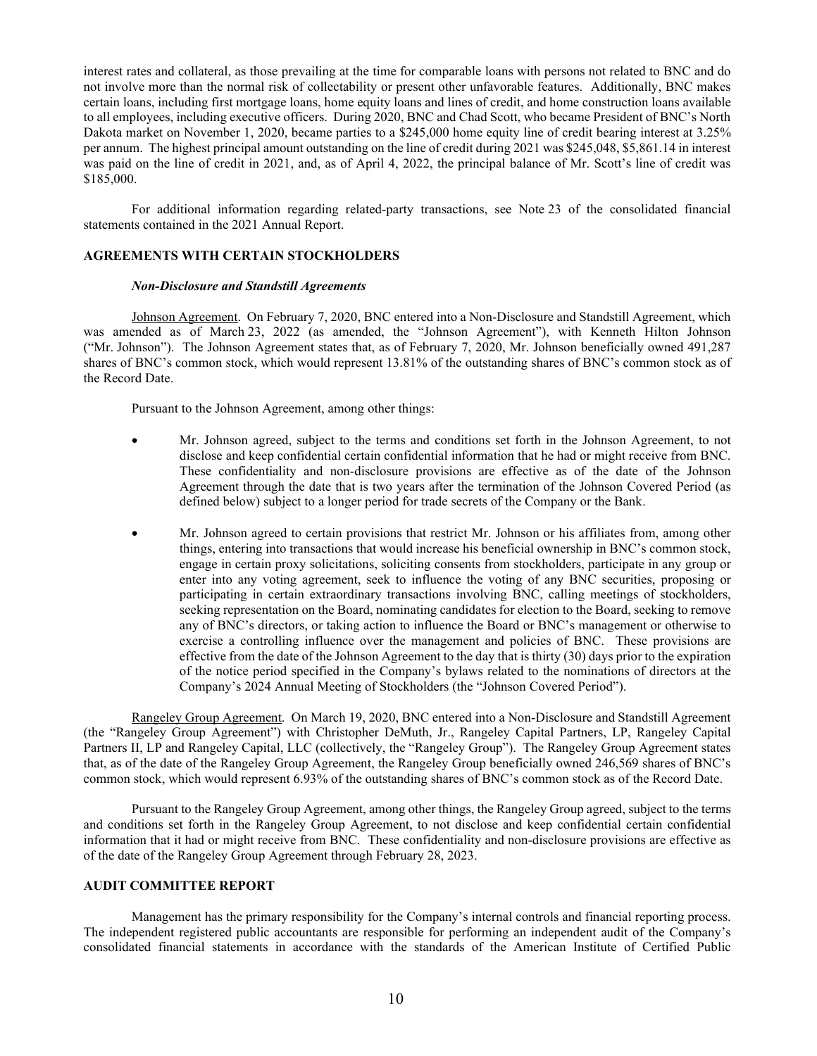interest rates and collateral, as those prevailing at the time for comparable loans with persons not related to BNC and do not involve more than the normal risk of collectability or present other unfavorable features. Additionally, BNC makes certain loans, including first mortgage loans, home equity loans and lines of credit, and home construction loans available to all employees, including executive officers. During 2020, BNC and Chad Scott, who became President of BNC's North Dakota market on November 1, 2020, became parties to a $245,000 home equity line of credit bearing interest at 3.25% per annum. The highest principal amount outstanding on the line of credit during 2021 was $245,048, $5,861.14 in interest was paid on the line of credit in 2021, and, as of April 4, 2022, the principal balance of Mr. Scott's line of credit was $185,000.

For additional information regarding related-party transactions, see Note 23 of the consolidated financial statements contained in the 2021 Annual Report.

## AGREEMENTS WITH CERTAIN STOCKHOLDERS

### *Non-Disclosure and Standstill Agreements*

Johnson Agreement. On February 7, 2020, BNC entered into a Non-Disclosure and Standstill Agreement, which was amended as of March 23, 2022 (as amended, the "Johnson Agreement"), with Kenneth Hilton Johnson ("Mr. Johnson"). The Johnson Agreement states that, as of February 7, 2020, Mr. Johnson beneficially owned 491,287 shares of BNC's common stock, which would represent 13.81% of the outstanding shares of BNC's common stock as of the Record Date.

Pursuant to the Johnson Agreement, among other things:

- Mr. Johnson agreed, subject to the terms and conditions set forth in the Johnson Agreement, to not disclose and keep confidential certain confidential information that he had or might receive from BNC. These confidentiality and non-disclosure provisions are effective as of the date of the Johnson Agreement through the date that is two years after the termination of the Johnson Covered Period (as defined below) subject to a longer period for trade secrets of the Company or the Bank.
- Mr. Johnson agreed to certain provisions that restrict Mr. Johnson or his affiliates from, among other things, entering into transactions that would increase his beneficial ownership in BNC's common stock, engage in certain proxy solicitations, soliciting consents from stockholders, participate in any group or enter into any voting agreement, seek to influence the voting of any BNC securities, proposing or participating in certain extraordinary transactions involving BNC, calling meetings of stockholders, seeking representation on the Board, nominating candidates for election to the Board, seeking to remove any of BNC's directors, or taking action to influence the Board or BNC's management or otherwise to exercise a controlling influence over the management and policies of BNC. These provisions are effective from the date of the Johnson Agreement to the day that is thirty (30) days prior to the expiration of the notice period specified in the Company's bylaws related to the nominations of directors at the Company's 2024 Annual Meeting of Stockholders (the "Johnson Covered Period").

Rangeley Group Agreement. On March 19, 2020, BNC entered into a Non-Disclosure and Standstill Agreement (the "Rangeley Group Agreement") with Christopher DeMuth, Jr., Rangeley Capital Partners, LP, Rangeley Capital Partners II, LP and Rangeley Capital, LLC (collectively, the "Rangeley Group"). The Rangeley Group Agreement states that, as of the date of the Rangeley Group Agreement, the Rangeley Group beneficially owned 246,569 shares of BNC's common stock, which would represent 6.93% of the outstanding shares of BNC's common stock as of the Record Date.

Pursuant to the Rangeley Group Agreement, among other things, the Rangeley Group agreed, subject to the terms and conditions set forth in the Rangeley Group Agreement, to not disclose and keep confidential certain confidential information that it had or might receive from BNC. These confidentiality and non-disclosure provisions are effective as of the date of the Rangeley Group Agreement through February 28, 2023.

## AUDIT COMMITTEE REPORT

Management has the primary responsibility for the Company's internal controls and financial reporting process. The independent registered public accountants are responsible for performing an independent audit of the Company's consolidated financial statements in accordance with the standards of the American Institute of Certified Public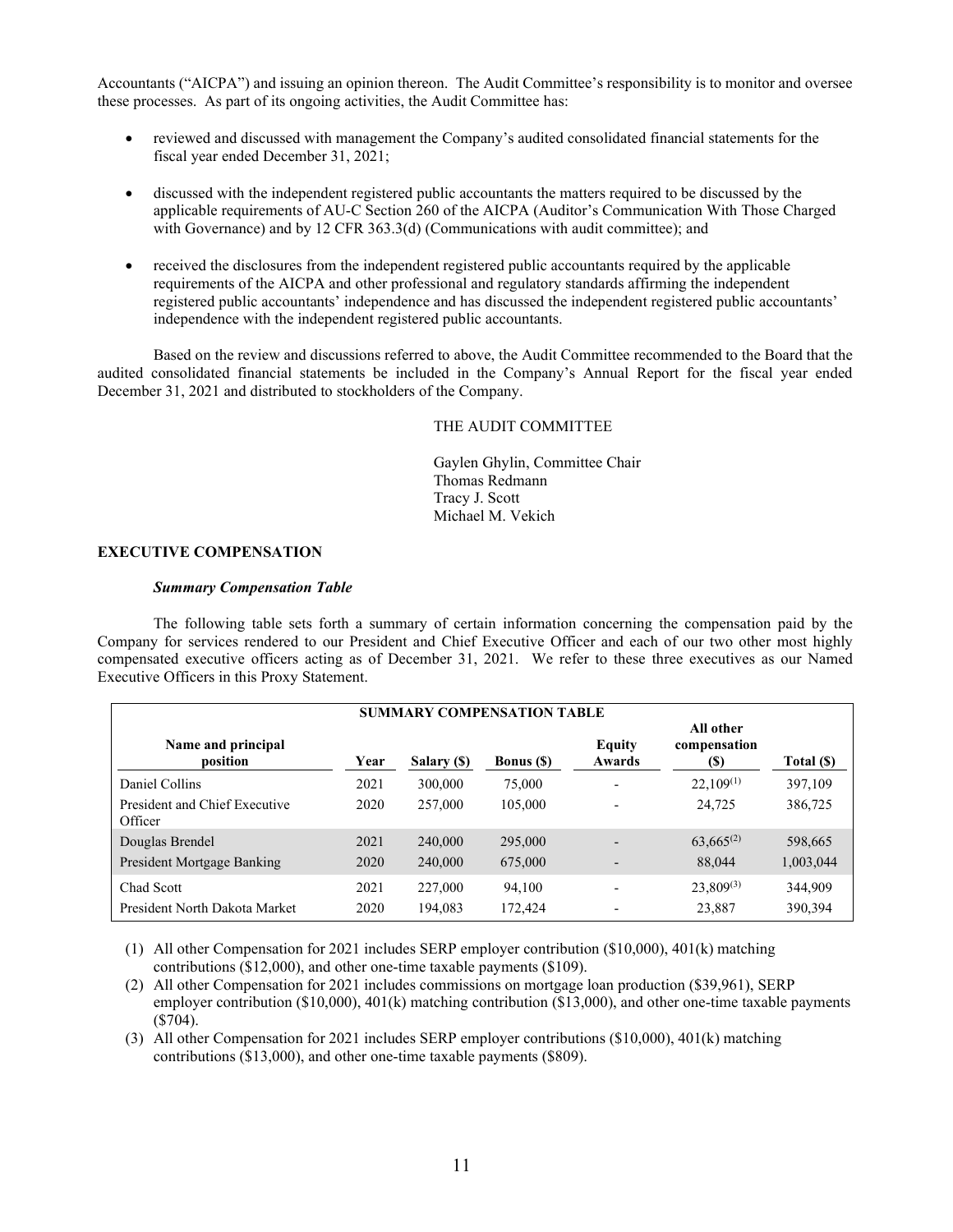Accountants ("AICPA") and issuing an opinion thereon. The Audit Committee's responsibility is to monitor and oversee these processes. As part of its ongoing activities, the Audit Committee has:

- reviewed and discussed with management the Company's audited consolidated financial statements for the fiscal year ended December 31, 2021;
- discussed with the independent registered public accountants the matters required to be discussed by the applicable requirements of AU-C Section 260 of the AICPA (Auditor's Communication With Those Charged with Governance) and by 12 CFR 363.3(d) (Communications with audit committee); and
- received the disclosures from the independent registered public accountants required by the applicable requirements of the AICPA and other professional and regulatory standards affirming the independent registered public accountants' independence and has discussed the independent registered public accountants' independence with the independent registered public accountants.

Based on the review and discussions referred to above, the Audit Committee recommended to the Board that the audited consolidated financial statements be included in the Company's Annual Report for the fiscal year ended December 31, 2021 and distributed to stockholders of the Company.

THE AUDIT COMMITTEE

Gaylen Ghylin, Committee Chair
Thomas Redmann
Tracy J. Scott
Michael M. Vekich

## EXECUTIVE COMPENSATION

### *Summary Compensation Table*

The following table sets forth a summary of certain information concerning the compensation paid by the Company for services rendered to our President and Chief Executive Officer and each of our two other most highly compensated executive officers acting as of December 31, 2021. We refer to these three executives as our Named Executive Officers in this Proxy Statement.

| SUMMARY COMPENSATION TABLE | | | | | | |
|---|---|---|---|---|---|---|
| **Name and principal position** | **Year** | **Salary ($)** | **Bonus ($)** | **Equity Awards** | **All other compensation ($)** | **Total ($)** |
| Daniel Collins | 2021 | 300,000 | 75,000 | - | 22,109(1) | 397,109 |
| President and Chief Executive Officer | 2020 | 257,000 | 105,000 | - | 24,725 | 386,725 |
| Douglas Brendel | 2021 | 240,000 | 295,000 | - | 63,665(2) | 598,665 |
| President Mortgage Banking | 2020 | 240,000 | 675,000 | - | 88,044 | 1,003,044 |
| Chad Scott | 2021 | 227,000 | 94,100 | - | 23,809(3) | 344,909 |
| President North Dakota Market | 2020 | 194,083 | 172,424 | - | 23,887 | 390,394 |

(1) All other Compensation for 2021 includes SERP employer contribution ($10,000), 401(k) matching contributions ($12,000), and other one-time taxable payments ($109).

(2) All other Compensation for 2021 includes commissions on mortgage loan production ($39,961), SERP employer contribution ($10,000), 401(k) matching contribution ($13,000), and other one-time taxable payments ($704).

(3) All other Compensation for 2021 includes SERP employer contributions ($10,000), 401(k) matching contributions ($13,000), and other one-time taxable payments ($809).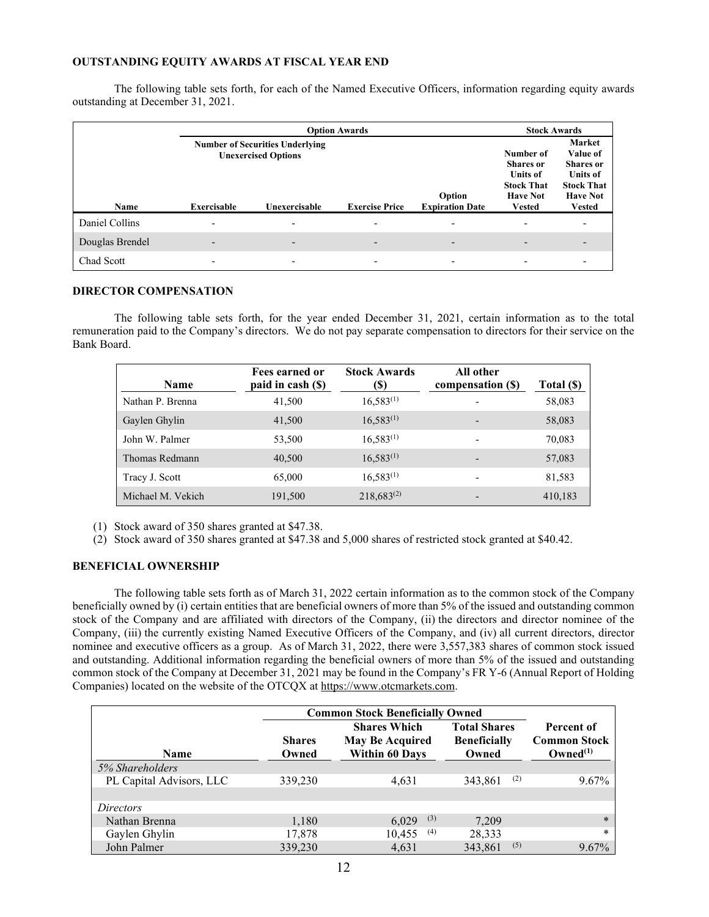## OUTSTANDING EQUITY AWARDS AT FISCAL YEAR END

The following table sets forth, for each of the Named Executive Officers, information regarding equity awards outstanding at December 31, 2021.

| | Option Awards | | | | Stock Awards | |
|---|---|---|---|---|---|---|
| | Number of Securities Underlying Unexercised Options | | | | | |
| Name | Exercisable | Unexercisable | Exercise Price | Option Expiration Date | Number of Shares or Units of Stock That Have Not Vested | Market Value of Shares or Units of Stock That Have Not Vested |
| Daniel Collins | - | - | - | - | - | - |
| Douglas Brendel | - | - | - | - | - | - |
| Chad Scott | - | - | - | - | - | - |

## DIRECTOR COMPENSATION

The following table sets forth, for the year ended December 31, 2021, certain information as to the total remuneration paid to the Company's directors. We do not pay separate compensation to directors for their service on the Bank Board.

| Name | Fees earned or paid in cash ($) | Stock Awards ($) | All other compensation ($) | Total ($) |
|---|---|---|---|---|
| Nathan P. Brenna | 41,500 | 16,583(1) | - | 58,083 |
| Gaylen Ghylin | 41,500 | 16,583(1) | - | 58,083 |
| John W. Palmer | 53,500 | 16,583(1) | - | 70,083 |
| Thomas Redmann | 40,500 | 16,583(1) | - | 57,083 |
| Tracy J. Scott | 65,000 | 16,583(1) | - | 81,583 |
| Michael M. Vekich | 191,500 | 218,683(2) | - | 410,183 |

(1) Stock award of 350 shares granted at $47.38.
(2) Stock award of 350 shares granted at $47.38 and 5,000 shares of restricted stock granted at $40.42.

## BENEFICIAL OWNERSHIP

The following table sets forth as of March 31, 2022 certain information as to the common stock of the Company beneficially owned by (i) certain entities that are beneficial owners of more than 5% of the issued and outstanding common stock of the Company and are affiliated with directors of the Company, (ii) the directors and director nominee of the Company, (iii) the currently existing Named Executive Officers of the Company, and (iv) all current directors, director nominee and executive officers as a group. As of March 31, 2022, there were 3,557,383 shares of common stock issued and outstanding. Additional information regarding the beneficial owners of more than 5% of the issued and outstanding common stock of the Company at December 31, 2021 may be found in the Company's FR Y-6 (Annual Report of Holding Companies) located on the website of the OTCQX at https://www.otcmarkets.com.

| | Common Stock Beneficially Owned | | | |
|---|---|---|---|---|
| Name | Shares Owned | Shares Which May Be Acquired Within 60 Days | Total Shares Beneficially Owned | Percent of Common Stock Owned(1) |
| *5% Shareholders* | | | | |
| PL Capital Advisors, LLC | 339,230 | 4,631 | 343,861 (2) | 9.67% |
| | | | | |
| *Directors* | | | | |
| Nathan Brenna | 1,180 | 6,029 (3) | 7,209 | * |
| Gaylen Ghylin | 17,878 | 10,455 (4) | 28,333 | * |
| John Palmer | 339,230 | 4,631 | 343,861 (5) | 9.67% |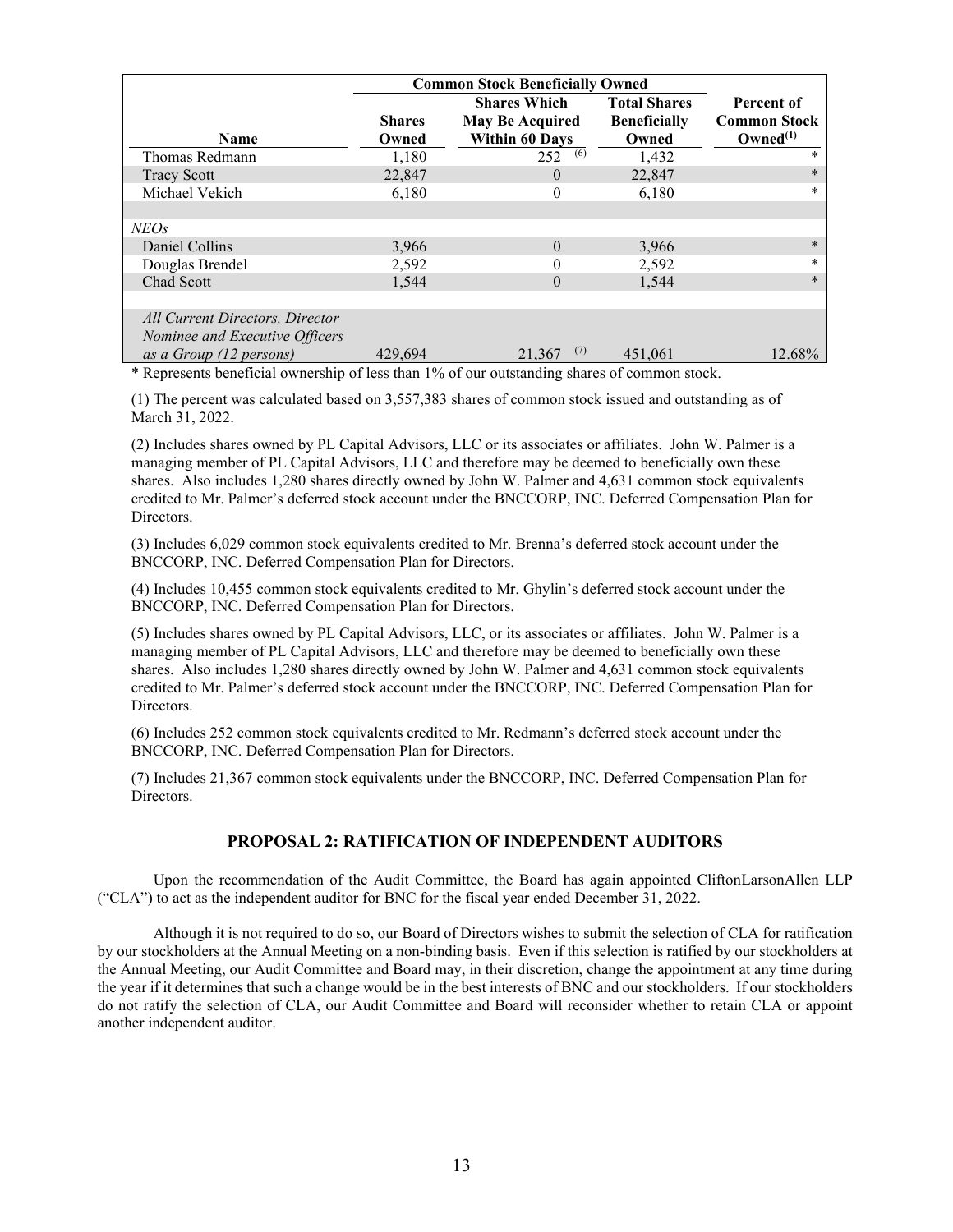| Name | Common Stock Beneficially Owned | | | Percent of Common Stock Owned[(1)] |
|---|---|---|---|---|
| | Shares Owned | Shares Which May Be Acquired Within 60 Days | Total Shares Beneficially Owned | |
| Thomas Redmann | 1,180 | 252 [(6)] | 1,432 | * |
| Tracy Scott | 22,847 | 0 | 22,847 | * |
| Michael Vekich | 6,180 | 0 | 6,180 | * |
| | | | | |
| *NEOs* | | | | |
| Daniel Collins | 3,966 | 0 | 3,966 | * |
| Douglas Brendel | 2,592 | 0 | 2,592 | * |
| Chad Scott | 1,544 | 0 | 1,544 | * |
| | | | | |
| *All Current Directors, Director Nominee and Executive Officers as a Group (12 persons)* | 429,694 | 21,367 [(7)] | 451,061 | 12.68% |

\* Represents beneficial ownership of less than 1% of our outstanding shares of common stock.

(1) The percent was calculated based on 3,557,383 shares of common stock issued and outstanding as of March 31, 2022.

(2) Includes shares owned by PL Capital Advisors, LLC or its associates or affiliates. John W. Palmer is a managing member of PL Capital Advisors, LLC and therefore may be deemed to beneficially own these shares. Also includes 1,280 shares directly owned by John W. Palmer and 4,631 common stock equivalents credited to Mr. Palmer's deferred stock account under the BNCCORP, INC. Deferred Compensation Plan for Directors.

(3) Includes 6,029 common stock equivalents credited to Mr. Brenna's deferred stock account under the BNCCORP, INC. Deferred Compensation Plan for Directors.

(4) Includes 10,455 common stock equivalents credited to Mr. Ghylin's deferred stock account under the BNCCORP, INC. Deferred Compensation Plan for Directors.

(5) Includes shares owned by PL Capital Advisors, LLC, or its associates or affiliates. John W. Palmer is a managing member of PL Capital Advisors, LLC and therefore may be deemed to beneficially own these shares. Also includes 1,280 shares directly owned by John W. Palmer and 4,631 common stock equivalents credited to Mr. Palmer's deferred stock account under the BNCCORP, INC. Deferred Compensation Plan for Directors.

(6) Includes 252 common stock equivalents credited to Mr. Redmann's deferred stock account under the BNCCORP, INC. Deferred Compensation Plan for Directors.

(7) Includes 21,367 common stock equivalents under the BNCCORP, INC. Deferred Compensation Plan for Directors.

## PROPOSAL 2: RATIFICATION OF INDEPENDENT AUDITORS

Upon the recommendation of the Audit Committee, the Board has again appointed CliftonLarsonAllen LLP ("CLA") to act as the independent auditor for BNC for the fiscal year ended December 31, 2022.

Although it is not required to do so, our Board of Directors wishes to submit the selection of CLA for ratification by our stockholders at the Annual Meeting on a non-binding basis. Even if this selection is ratified by our stockholders at the Annual Meeting, our Audit Committee and Board may, in their discretion, change the appointment at any time during the year if it determines that such a change would be in the best interests of BNC and our stockholders. If our stockholders do not ratify the selection of CLA, our Audit Committee and Board will reconsider whether to retain CLA or appoint another independent auditor.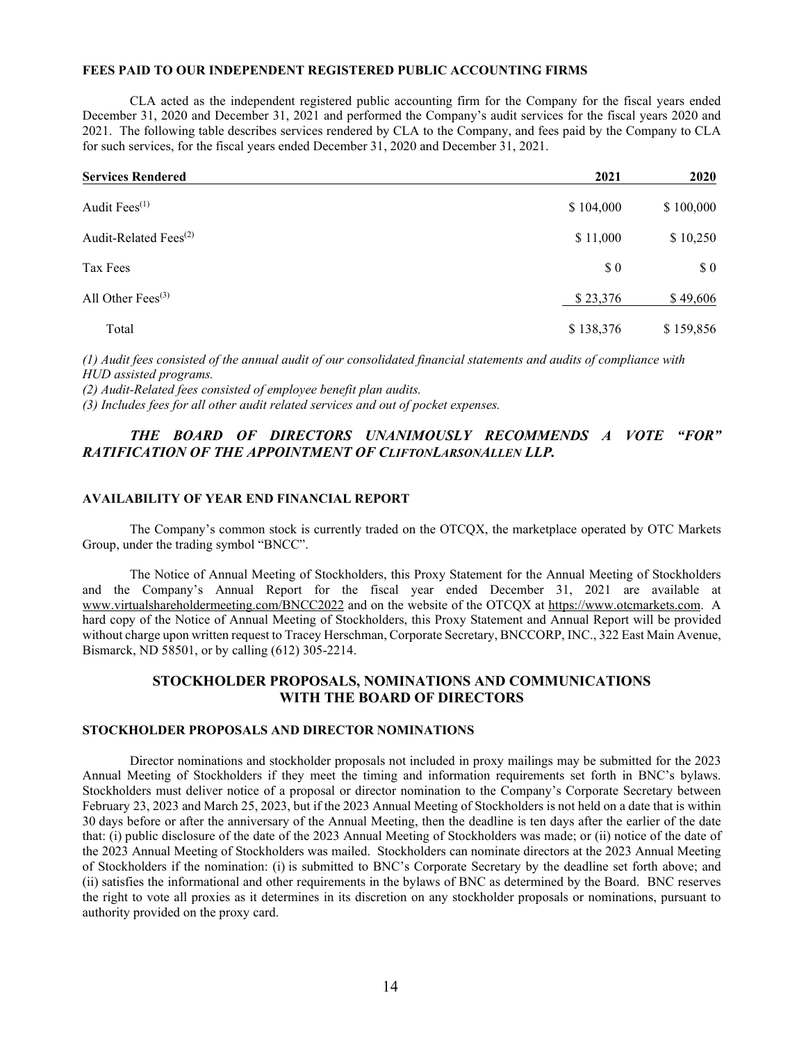### FEES PAID TO OUR INDEPENDENT REGISTERED PUBLIC ACCOUNTING FIRMS

CLA acted as the independent registered public accounting firm for the Company for the fiscal years ended December 31, 2020 and December 31, 2021 and performed the Company's audit services for the fiscal years 2020 and 2021. The following table describes services rendered by CLA to the Company, and fees paid by the Company to CLA for such services, for the fiscal years ended December 31, 2020 and December 31, 2021.

| Services Rendered | 2021 | 2020 |
| --- | --- | --- |
| Audit Fees[(1)] | $ 104,000 | $ 100,000 |
| Audit-Related Fees[(2)] | $ 11,000 | $ 10,250 |
| Tax Fees | $ 0 | $ 0 |
| All Other Fees[(3)] | $ 23,376 | $ 49,606 |
| Total | $ 138,376 | $ 159,856 |

*(1) Audit fees consisted of the annual audit of our consolidated financial statements and audits of compliance with HUD assisted programs.*

*(2) Audit-Related fees consisted of employee benefit plan audits.*

*(3) Includes fees for all other audit related services and out of pocket expenses.*

***THE BOARD OF DIRECTORS UNANIMOUSLY RECOMMENDS A VOTE "FOR" RATIFICATION OF THE APPOINTMENT OF CLIFTONLARSONALLEN LLP.***

### AVAILABILITY OF YEAR END FINANCIAL REPORT

The Company's common stock is currently traded on the OTCQX, the marketplace operated by OTC Markets Group, under the trading symbol "BNCC".

The Notice of Annual Meeting of Stockholders, this Proxy Statement for the Annual Meeting of Stockholders and the Company's Annual Report for the fiscal year ended December 31, 2021 are available at www.virtualshareholdermeeting.com/BNCC2022 and on the website of the OTCQX at https://www.otcmarkets.com. A hard copy of the Notice of Annual Meeting of Stockholders, this Proxy Statement and Annual Report will be provided without charge upon written request to Tracey Herschman, Corporate Secretary, BNCCORP, INC., 322 East Main Avenue, Bismarck, ND 58501, or by calling (612) 305-2214.

## STOCKHOLDER PROPOSALS, NOMINATIONS AND COMMUNICATIONS WITH THE BOARD OF DIRECTORS

### STOCKHOLDER PROPOSALS AND DIRECTOR NOMINATIONS

Director nominations and stockholder proposals not included in proxy mailings may be submitted for the 2023 Annual Meeting of Stockholders if they meet the timing and information requirements set forth in BNC's bylaws. Stockholders must deliver notice of a proposal or director nomination to the Company's Corporate Secretary between February 23, 2023 and March 25, 2023, but if the 2023 Annual Meeting of Stockholders is not held on a date that is within 30 days before or after the anniversary of the Annual Meeting, then the deadline is ten days after the earlier of the date that: (i) public disclosure of the date of the 2023 Annual Meeting of Stockholders was made; or (ii) notice of the date of the 2023 Annual Meeting of Stockholders was mailed. Stockholders can nominate directors at the 2023 Annual Meeting of Stockholders if the nomination: (i) is submitted to BNC's Corporate Secretary by the deadline set forth above; and (ii) satisfies the informational and other requirements in the bylaws of BNC as determined by the Board. BNC reserves the right to vote all proxies as it determines in its discretion on any stockholder proposals or nominations, pursuant to authority provided on the proxy card.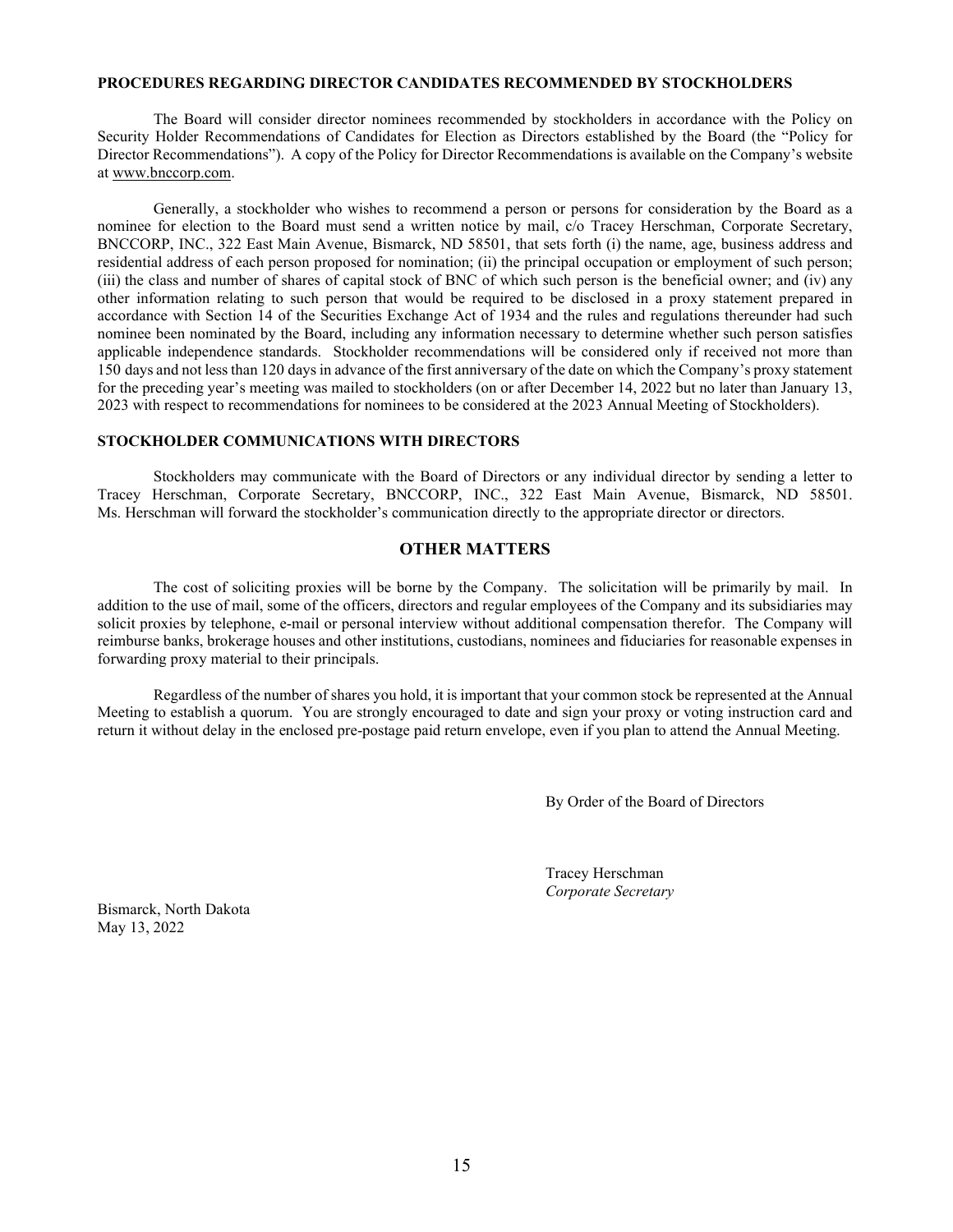### PROCEDURES REGARDING DIRECTOR CANDIDATES RECOMMENDED BY STOCKHOLDERS

The Board will consider director nominees recommended by stockholders in accordance with the Policy on Security Holder Recommendations of Candidates for Election as Directors established by the Board (the "Policy for Director Recommendations"). A copy of the Policy for Director Recommendations is available on the Company's website at www.bnccorp.com.

Generally, a stockholder who wishes to recommend a person or persons for consideration by the Board as a nominee for election to the Board must send a written notice by mail, c/o Tracey Herschman, Corporate Secretary, BNCCORP, INC., 322 East Main Avenue, Bismarck, ND 58501, that sets forth (i) the name, age, business address and residential address of each person proposed for nomination; (ii) the principal occupation or employment of such person; (iii) the class and number of shares of capital stock of BNC of which such person is the beneficial owner; and (iv) any other information relating to such person that would be required to be disclosed in a proxy statement prepared in accordance with Section 14 of the Securities Exchange Act of 1934 and the rules and regulations thereunder had such nominee been nominated by the Board, including any information necessary to determine whether such person satisfies applicable independence standards. Stockholder recommendations will be considered only if received not more than 150 days and not less than 120 days in advance of the first anniversary of the date on which the Company's proxy statement for the preceding year's meeting was mailed to stockholders (on or after December 14, 2022 but no later than January 13, 2023 with respect to recommendations for nominees to be considered at the 2023 Annual Meeting of Stockholders).

### STOCKHOLDER COMMUNICATIONS WITH DIRECTORS

Stockholders may communicate with the Board of Directors or any individual director by sending a letter to Tracey Herschman, Corporate Secretary, BNCCORP, INC., 322 East Main Avenue, Bismarck, ND 58501. Ms. Herschman will forward the stockholder's communication directly to the appropriate director or directors.

## OTHER MATTERS

The cost of soliciting proxies will be borne by the Company. The solicitation will be primarily by mail. In addition to the use of mail, some of the officers, directors and regular employees of the Company and its subsidiaries may solicit proxies by telephone, e-mail or personal interview without additional compensation therefor. The Company will reimburse banks, brokerage houses and other institutions, custodians, nominees and fiduciaries for reasonable expenses in forwarding proxy material to their principals.

Regardless of the number of shares you hold, it is important that your common stock be represented at the Annual Meeting to establish a quorum. You are strongly encouraged to date and sign your proxy or voting instruction card and return it without delay in the enclosed pre-postage paid return envelope, even if you plan to attend the Annual Meeting.

By Order of the Board of Directors

Tracey Herschman
*Corporate Secretary*

Bismarck, North Dakota
May 13, 2022